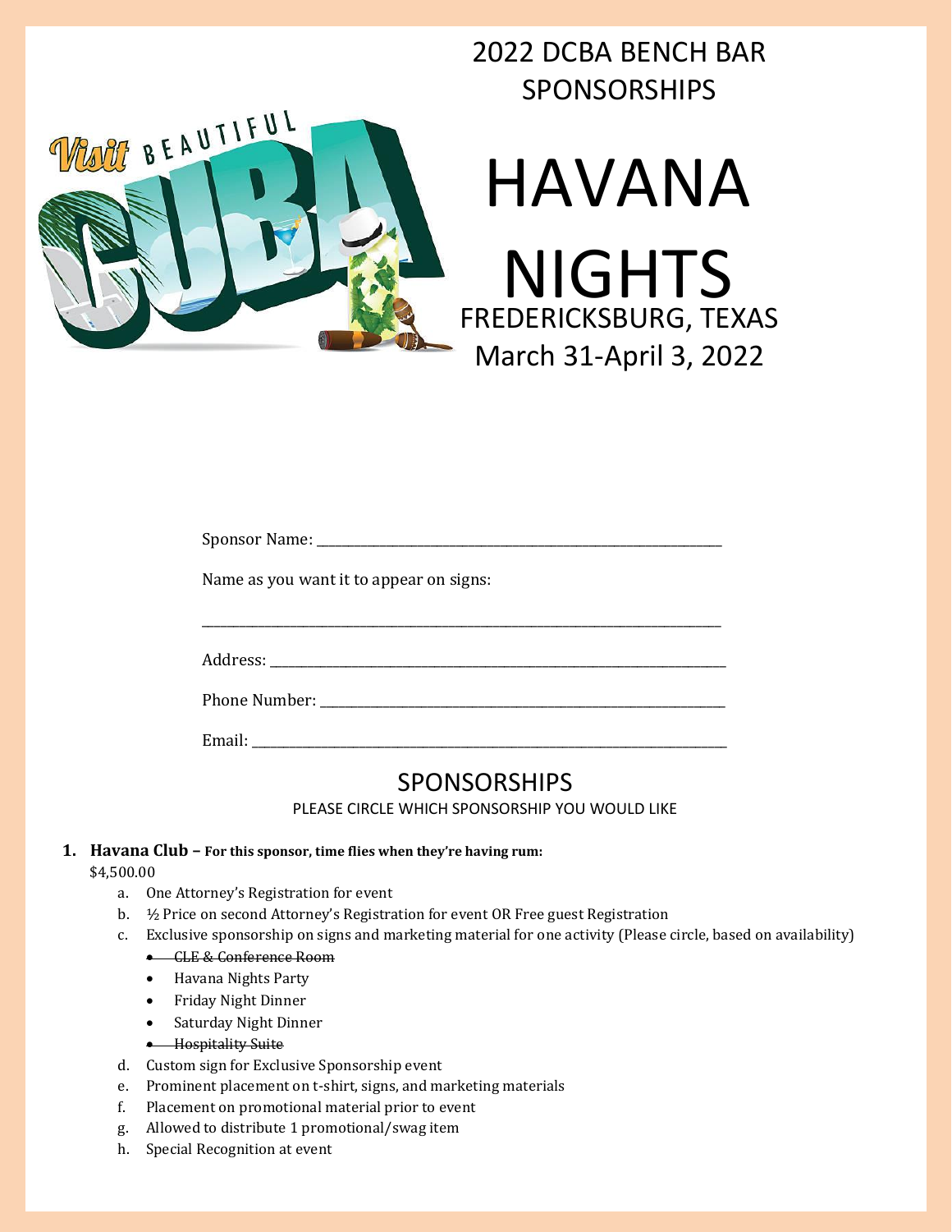# 2022 DCBA BENCH BAR SPONSORSHIPS

# HAVANA NIGHTS

FREDERICKSBURG, TEXAS

March 31-April 3, 2022

Sponsor Name: ___________________________________________

Name as you want it to appear on signs:

___________________________________________

Address: ___________________________________________

Phone Number: ___________________________________________

Email: ___________________________________________

## SPONSORSHIPS

PLEASE CIRCLE WHICH SPONSORSHIP YOU WOULD LIKE

1. **Havana Club – For this sponsor, time flies when they're having rum:**
   $4,500.00
   a. One Attorney's Registration for event
   b. ½ Price on second Attorney's Registration for event OR Free guest Registration
   c. Exclusive sponsorship on signs and marketing material for one activity (Please circle, based on availability)
      - ~~CLE & Conference Room~~
      - Havana Nights Party
      - Friday Night Dinner
      - Saturday Night Dinner
      - ~~Hospitality Suite~~
   d. Custom sign for Exclusive Sponsorship event
   e. Prominent placement on t-shirt, signs, and marketing materials
   f. Placement on promotional material prior to event
   g. Allowed to distribute 1 promotional/swag item
   h. Special Recognition at event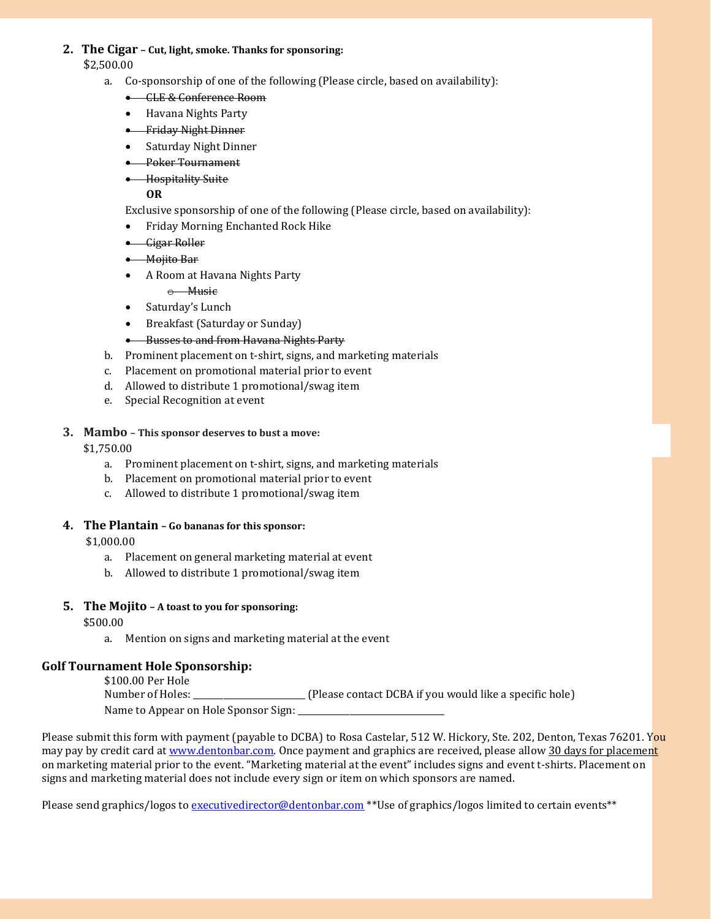2. **The Cigar – Cut, light, smoke. Thanks for sponsoring:**
   $2,500.00
   a. Co-sponsorship of one of the following (Please circle, based on availability):
      - ~~CLE & Conference Room~~
      - Havana Nights Party
      - ~~Friday Night Dinner~~
      - Saturday Night Dinner
      - ~~Poker Tournament~~
      - ~~Hospitality Suite~~

      **OR**

      Exclusive sponsorship of one of the following (Please circle, based on availability):
      - Friday Morning Enchanted Rock Hike
      - ~~Cigar Roller~~
      - ~~Mojito Bar~~
      - A Room at Havana Nights Party
        - ~~Music~~
      - Saturday's Lunch
      - Breakfast (Saturday or Sunday)
      - ~~Busses to and from Havana Nights Party~~

   b. Prominent placement on t-shirt, signs, and marketing materials
   c. Placement on promotional material prior to event
   d. Allowed to distribute 1 promotional/swag item
   e. Special Recognition at event

3. **Mambo – This sponsor deserves to bust a move:**
   $1,750.00
   a. Prominent placement on t-shirt, signs, and marketing materials
   b. Placement on promotional material prior to event
   c. Allowed to distribute 1 promotional/swag item

4. **The Plantain – Go bananas for this sponsor:**
   $1,000.00
   a. Placement on general marketing material at event
   b. Allowed to distribute 1 promotional/swag item

5. **The Mojito – A toast to you for sponsoring:**
   $500.00
   a. Mention on signs and marketing material at the event

**Golf Tournament Hole Sponsorship:**

$100.00 Per Hole
Number of Holes: ______________________ (Please contact DCBA if you would like a specific hole)
Name to Appear on Hole Sponsor Sign: ______________________________

Please submit this form with payment (payable to DCBA) to Rosa Castelar, 512 W. Hickory, Ste. 202, Denton, Texas 76201. You may pay by credit card at www.dentonbar.com. Once payment and graphics are received, please allow 30 days for placement on marketing material prior to the event. "Marketing material at the event" includes signs and event t-shirts. Placement on signs and marketing material does not include every sign or item on which sponsors are named.

Please send graphics/logos to executivedirector@dentonbar.com **Use of graphics/logos limited to certain events**